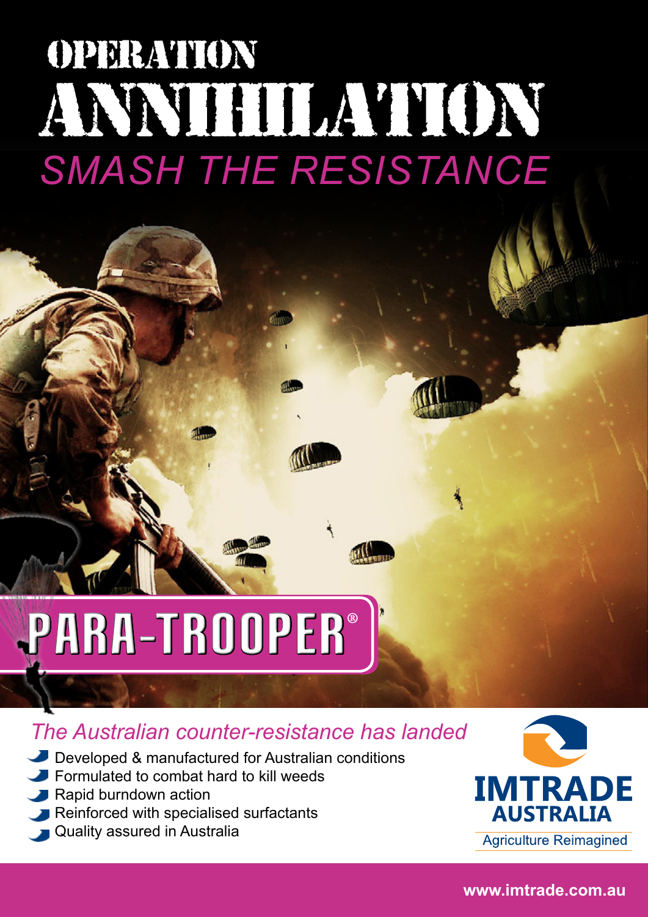# OPERATION ANNIHILATION

## *SMASH THE RESISTANCE*

# PARA-TROOPER®

*The Australian counter-resistance has landed*

- Developed & manufactured for Australian conditions
- Formulated to combat hard to kill weeds
- Rapid burndown action
- Reinforced with specialised surfactants
- Quality assured in Australia

**IMTRADE AUSTRALIA**

Agriculture Reimagined

**www.imtrade.com.au**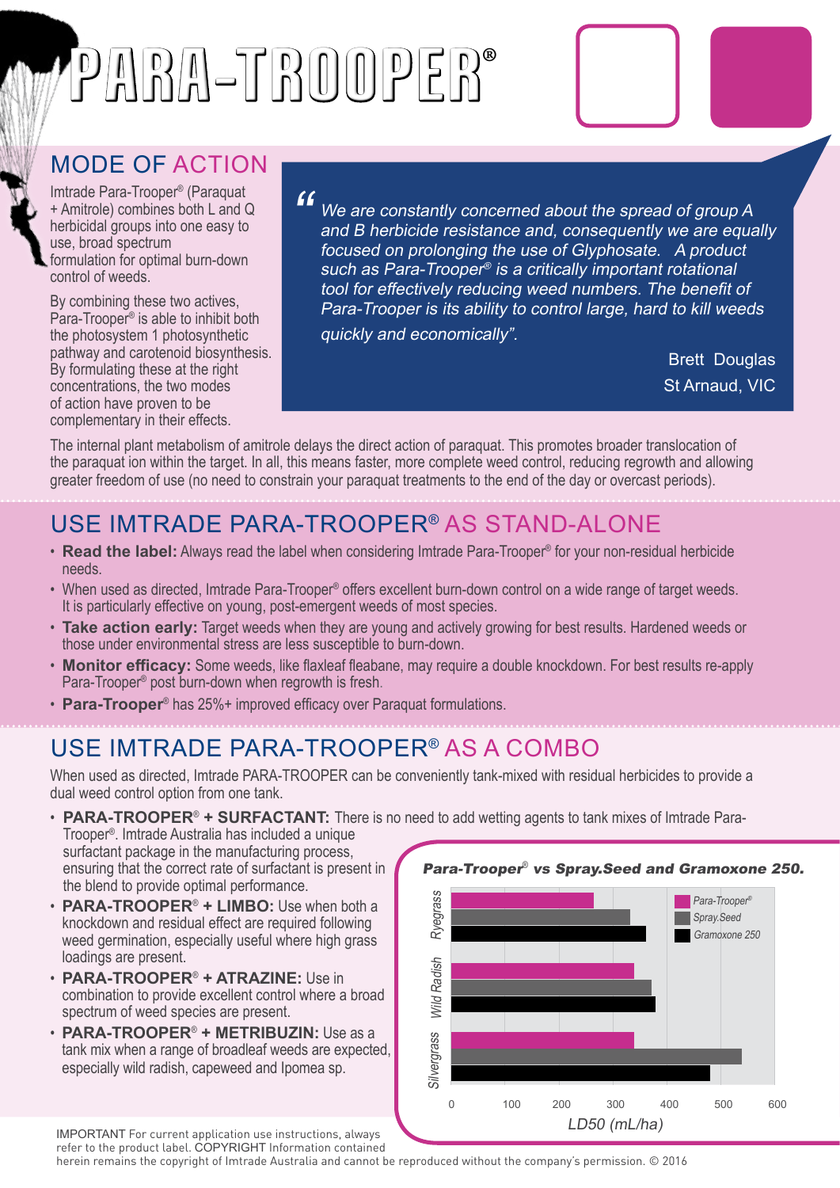# PARA-TROOPER®

## MODE OF ACTION

Imtrade Para-Trooper® (Paraquat + Amitrole) combines both L and Q herbicidal groups into one easy to use, broad spectrum formulation for optimal burn-down control of weeds.

By combining these two actives, Para-Trooper® is able to inhibit both the photosystem 1 photosynthetic pathway and carotenoid biosynthesis. By formulating these at the right concentrations, the two modes of action have proven to be complementary in their effects.

> *"We are constantly concerned about the spread of group A and B herbicide resistance and, consequently we are equally focused on prolonging the use of Glyphosate. A product such as Para-Trooper® is a critically important rotational tool for effectively reducing weed numbers. The benefit of Para-Trooper is its ability to control large, hard to kill weeds quickly and economically".*
>
> Brett Douglas
> St Arnaud, VIC

The internal plant metabolism of amitrole delays the direct action of paraquat. This promotes broader translocation of the paraquat ion within the target. In all, this means faster, more complete weed control, reducing regrowth and allowing greater freedom of use (no need to constrain your paraquat treatments to the end of the day or overcast periods).

## USE IMTRADE PARA-TROOPER® AS STAND-ALONE

- **Read the label:** Always read the label when considering Imtrade Para-Trooper® for your non-residual herbicide needs.
- When used as directed, Imtrade Para-Trooper® offers excellent burn-down control on a wide range of target weeds. It is particularly effective on young, post-emergent weeds of most species.
- **Take action early:** Target weeds when they are young and actively growing for best results. Hardened weeds or those under environmental stress are less susceptible to burn-down.
- **Monitor efficacy:** Some weeds, like flaxleaf fleabane, may require a double knockdown. For best results re-apply Para-Trooper® post burn-down when regrowth is fresh.
- **Para-Trooper®** has 25%+ improved efficacy over Paraquat formulations.

## USE IMTRADE PARA-TROOPER® AS A COMBO

When used as directed, Imtrade PARA-TROOPER can be conveniently tank-mixed with residual herbicides to provide a dual weed control option from one tank.

- **PARA-TROOPER® + SURFACTANT:** There is no need to add wetting agents to tank mixes of Imtrade Para-Trooper®. Imtrade Australia has included a unique surfactant package in the manufacturing process, ensuring that the correct rate of surfactant is present in the blend to provide optimal performance.
- **PARA-TROOPER® + LIMBO:** Use when both a knockdown and residual effect are required following weed germination, especially useful where high grass loadings are present.
- **PARA-TROOPER® + ATRAZINE:** Use in combination to provide excellent control where a broad spectrum of weed species are present.
- **PARA-TROOPER® + METRIBUZIN:** Use as a tank mix when a range of broadleaf weeds are expected, especially wild radish, capeweed and Ipomea sp.

***Para-Trooper® vs Spray.Seed and Gramoxone 250.***

Para-Trooper®
Spray.Seed
Gramoxone 250

Ryegrass
Wild Radish
Silvergrass

0 100 200 300 400 500 600

LD50 (mL/ha)

IMPORTANT For current application use instructions, always refer to the product label. COPYRIGHT Information contained herein remains the copyright of Imtrade Australia and cannot be reproduced without the company's permission. © 2016